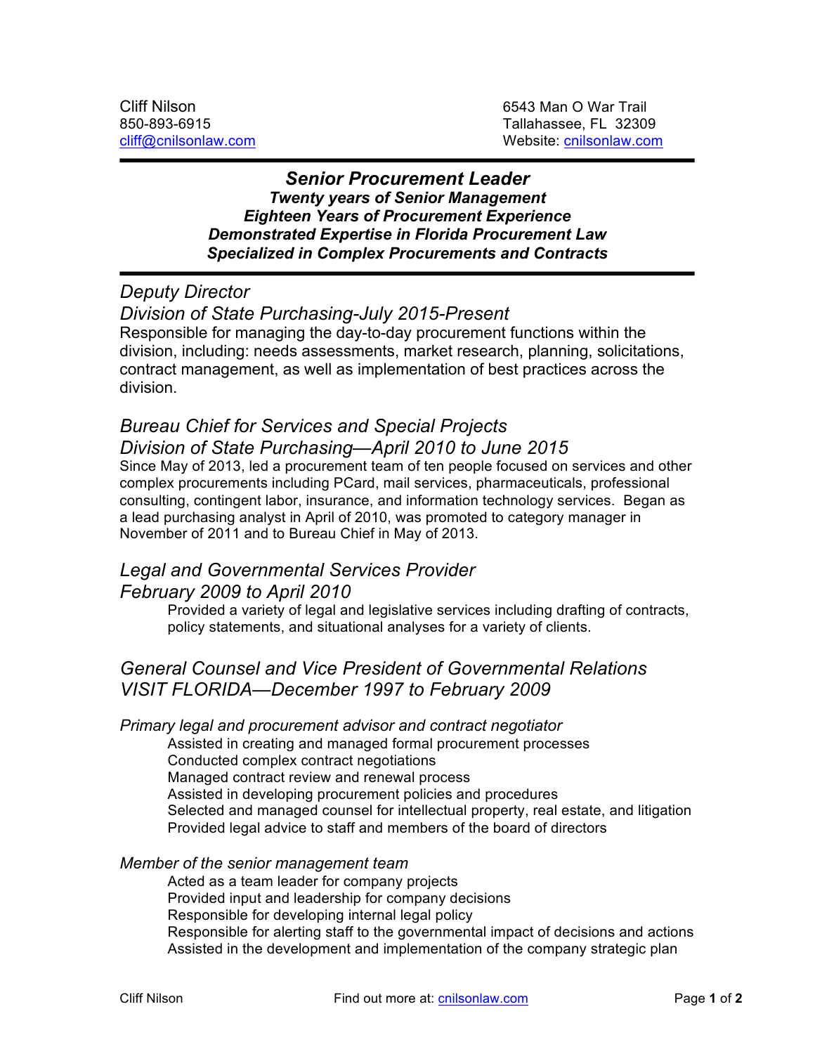Cliff Nilson
850-893-6915
cliff@cnilsonlaw.com

6543 Man O War Trail
Tallahassee, FL 32309
Website: cnilsonlaw.com

---

## *Senior Procurement Leader*

***Twenty years of Senior Management***
***Eighteen Years of Procurement Experience***
***Demonstrated Expertise in Florida Procurement Law***
***Specialized in Complex Procurements and Contracts***

---

### *Deputy Director*
### *Division of State Purchasing-July 2015-Present*

Responsible for managing the day-to-day procurement functions within the division, including: needs assessments, market research, planning, solicitations, contract management, as well as implementation of best practices across the division.

### *Bureau Chief for Services and Special Projects*
### *Division of State Purchasing—April 2010 to June 2015*

Since May of 2013, led a procurement team of ten people focused on services and other complex procurements including PCard, mail services, pharmaceuticals, professional consulting, contingent labor, insurance, and information technology services. Began as a lead purchasing analyst in April of 2010, was promoted to category manager in November of 2011 and to Bureau Chief in May of 2013.

### *Legal and Governmental Services Provider*
### *February 2009 to April 2010*

Provided a variety of legal and legislative services including drafting of contracts, policy statements, and situational analyses for a variety of clients.

### *General Counsel and Vice President of Governmental Relations*
### *VISIT FLORIDA—December 1997 to February 2009*

*Primary legal and procurement advisor and contract negotiator*

- Assisted in creating and managed formal procurement processes
- Conducted complex contract negotiations
- Managed contract review and renewal process
- Assisted in developing procurement policies and procedures
- Selected and managed counsel for intellectual property, real estate, and litigation
- Provided legal advice to staff and members of the board of directors

*Member of the senior management team*

- Acted as a team leader for company projects
- Provided input and leadership for company decisions
- Responsible for developing internal legal policy
- Responsible for alerting staff to the governmental impact of decisions and actions
- Assisted in the development and implementation of the company strategic plan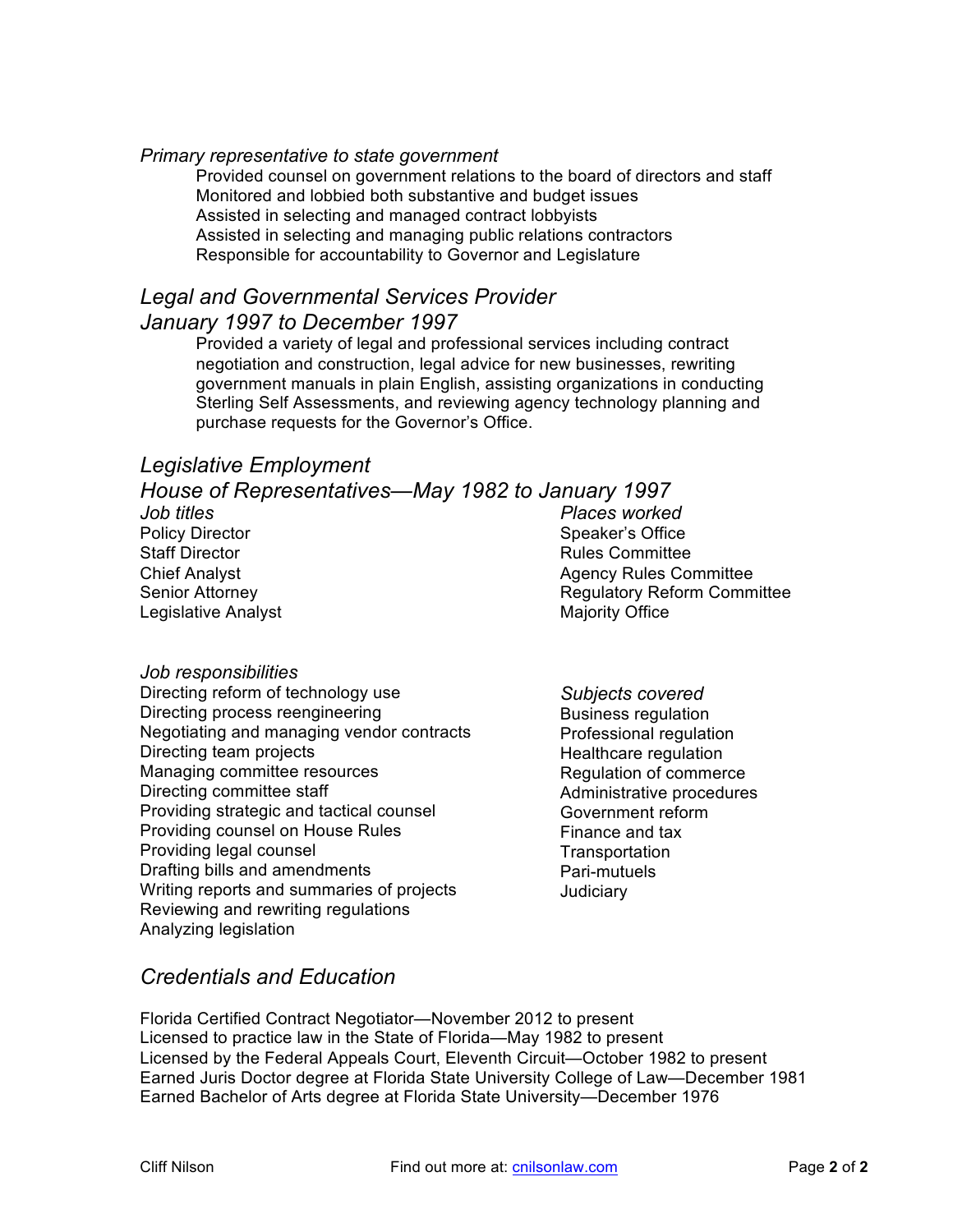*Primary representative to state government*

Provided counsel on government relations to the board of directors and staff
Monitored and lobbied both substantive and budget issues
Assisted in selecting and managed contract lobbyists
Assisted in selecting and managing public relations contractors
Responsible for accountability to Governor and Legislature

## *Legal and Governmental Services Provider*
## *January 1997 to December 1997*

Provided a variety of legal and professional services including contract negotiation and construction, legal advice for new businesses, rewriting government manuals in plain English, assisting organizations in conducting Sterling Self Assessments, and reviewing agency technology planning and purchase requests for the Governor's Office.

## *Legislative Employment*
## *House of Representatives—May 1982 to January 1997*

*Job titles*
Policy Director
Staff Director
Chief Analyst
Senior Attorney
Legislative Analyst

*Places worked*
Speaker's Office
Rules Committee
Agency Rules Committee
Regulatory Reform Committee
Majority Office

*Job responsibilities*
Directing reform of technology use
Directing process reengineering
Negotiating and managing vendor contracts
Directing team projects
Managing committee resources
Directing committee staff
Providing strategic and tactical counsel
Providing counsel on House Rules
Providing legal counsel
Drafting bills and amendments
Writing reports and summaries of projects
Reviewing and rewriting regulations
Analyzing legislation

*Subjects covered*
Business regulation
Professional regulation
Healthcare regulation
Regulation of commerce
Administrative procedures
Government reform
Finance and tax
Transportation
Pari-mutuels
Judiciary

## *Credentials and Education*

Florida Certified Contract Negotiator—November 2012 to present
Licensed to practice law in the State of Florida—May 1982 to present
Licensed by the Federal Appeals Court, Eleventh Circuit—October 1982 to present
Earned Juris Doctor degree at Florida State University College of Law—December 1981
Earned Bachelor of Arts degree at Florida State University—December 1976